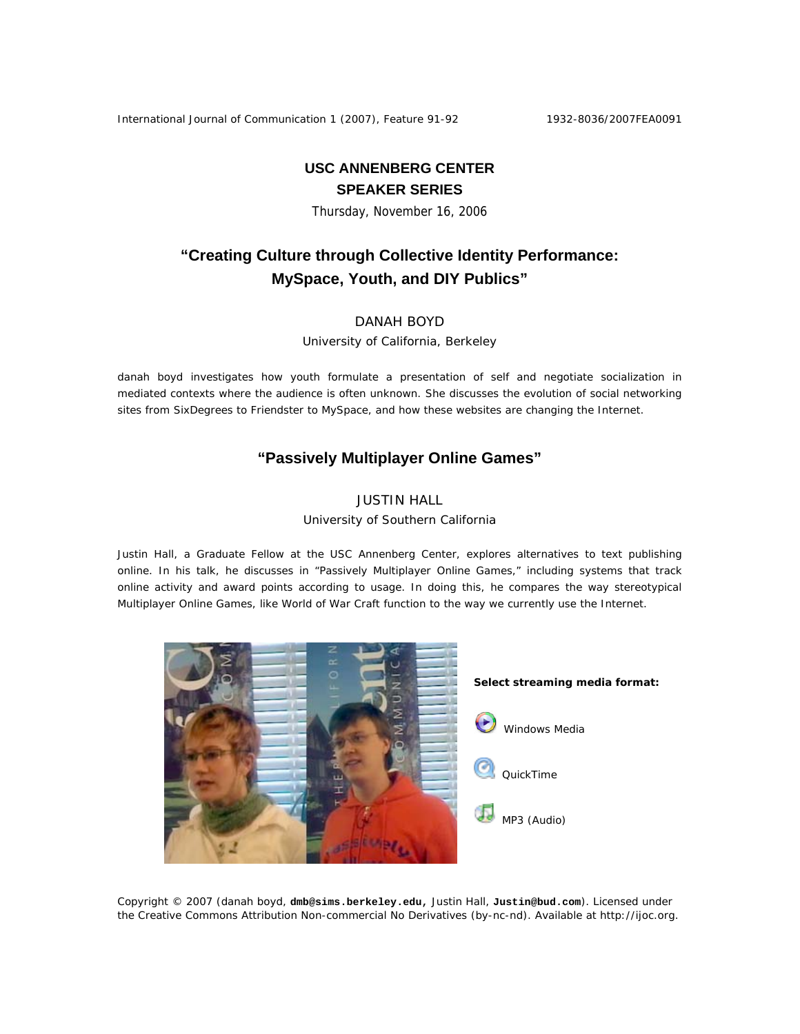# USC ANNENBERG CENTER SPEAKER SERIES

Thursday, November 16, 2006

## "Creating Culture through Collective Identity Performance: MySpace, Youth, and DIY Publics"

DANAH BOYD

University of California, Berkeley

danah boyd investigates how youth formulate a presentation of self and negotiate socialization in mediated contexts where the audience is often unknown. She discusses the evolution of social networking sites from SixDegrees to Friendster to MySpace, and how these websites are changing the Internet.

## "Passively Multiplayer Online Games"

JUSTIN HALL

University of Southern California

Justin Hall, a Graduate Fellow at the USC Annenberg Center, explores alternatives to text publishing online. In his talk, he discusses in "Passively Multiplayer Online Games," including systems that track online activity and award points according to usage. In doing this, he compares the way stereotypical Multiplayer Online Games, like World of War Craft function to the way we currently use the Internet.

**Select streaming media format:**

Windows Media

QuickTime

MP3 (Audio)

Copyright © 2007 (danah boyd, **dmb@sims.berkeley.edu,** Justin Hall, **Justin@bud.com**). Licensed under the Creative Commons Attribution Non-commercial No Derivatives (by-nc-nd). Available at http://ijoc.org.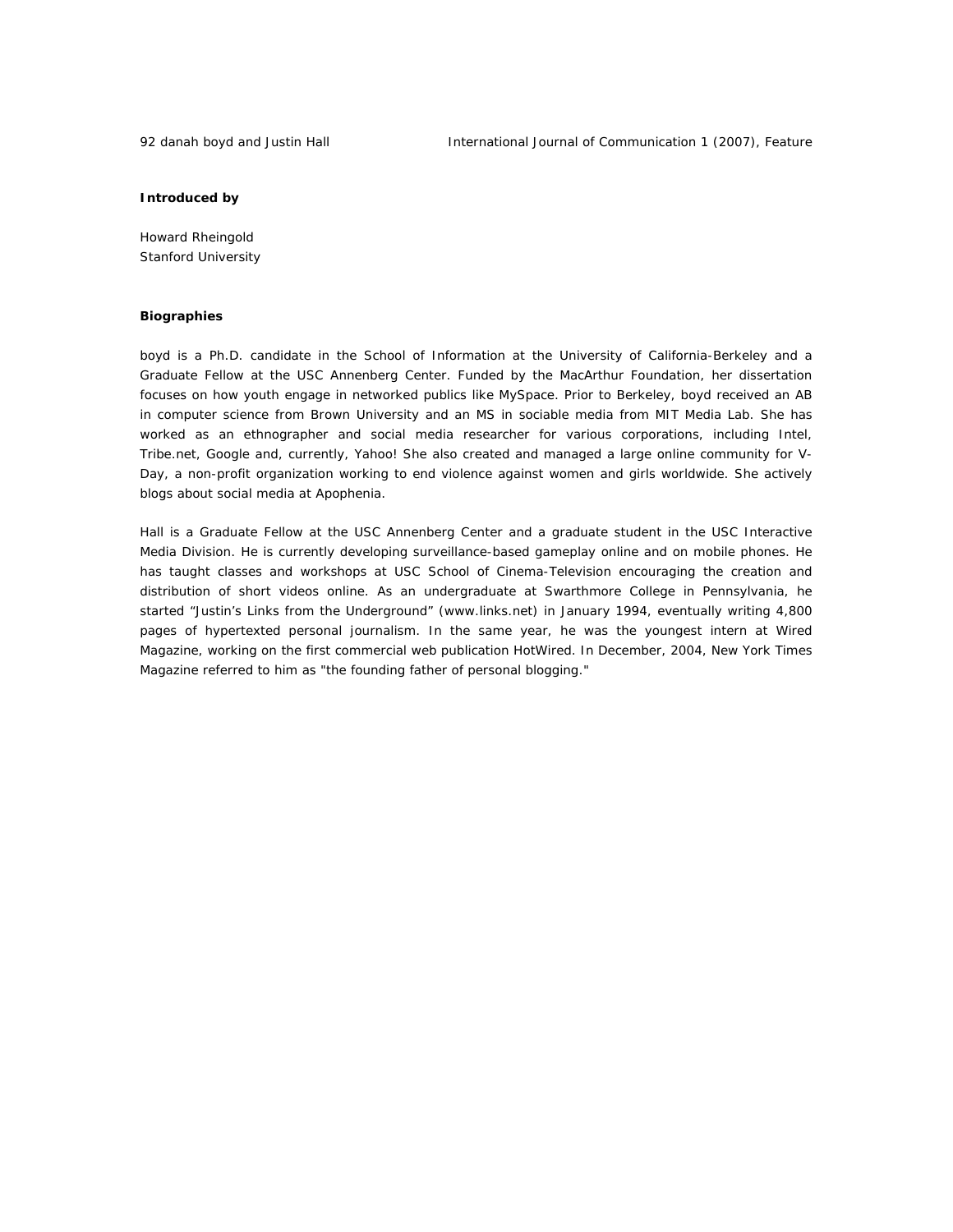**Introduced by**

Howard Rheingold
Stanford University

**Biographies**

boyd is a Ph.D. candidate in the School of Information at the University of California-Berkeley and a Graduate Fellow at the USC Annenberg Center. Funded by the MacArthur Foundation, her dissertation focuses on how youth engage in networked publics like MySpace. Prior to Berkeley, boyd received an AB in computer science from Brown University and an MS in sociable media from MIT Media Lab. She has worked as an ethnographer and social media researcher for various corporations, including Intel, Tribe.net, Google and, currently, Yahoo! She also created and managed a large online community for V-Day, a non-profit organization working to end violence against women and girls worldwide. She actively blogs about social media at Apophenia.

Hall is a Graduate Fellow at the USC Annenberg Center and a graduate student in the USC Interactive Media Division. He is currently developing surveillance-based gameplay online and on mobile phones. He has taught classes and workshops at USC School of Cinema-Television encouraging the creation and distribution of short videos online. As an undergraduate at Swarthmore College in Pennsylvania, he started "Justin's Links from the Underground" (www.links.net) in January 1994, eventually writing 4,800 pages of hypertexted personal journalism. In the same year, he was the youngest intern at Wired Magazine, working on the first commercial web publication HotWired. In December, 2004, New York Times Magazine referred to him as "the founding father of personal blogging."